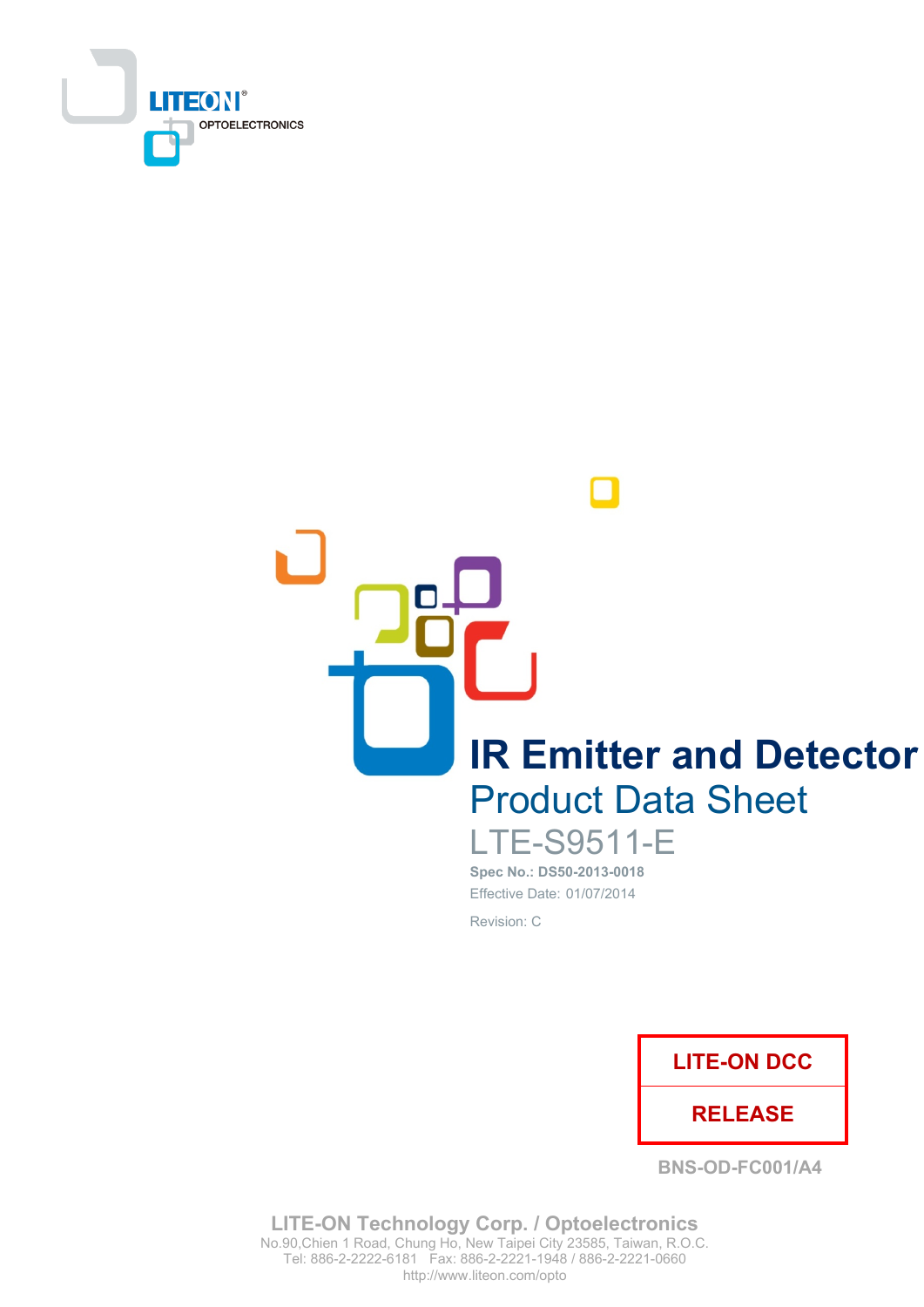LITEON OPTOELECTRONICS

# IR Emitter and Detector

## Product Data Sheet

## LTE-S9511-E

**Spec No.: DS50-2013-0018**

Effective Date: 01/07/2014

Revision: C

| LITE-ON DCC |
| --- |
| RELEASE |

BNS-OD-FC001/A4

**LITE-ON Technology Corp. / Optoelectronics**
No.90,Chien 1 Road, Chung Ho, New Taipei City 23585, Taiwan, R.O.C.
Tel: 886-2-2222-6181 Fax: 886-2-2221-1948 / 886-2-2221-0660
http://www.liteon.com/opto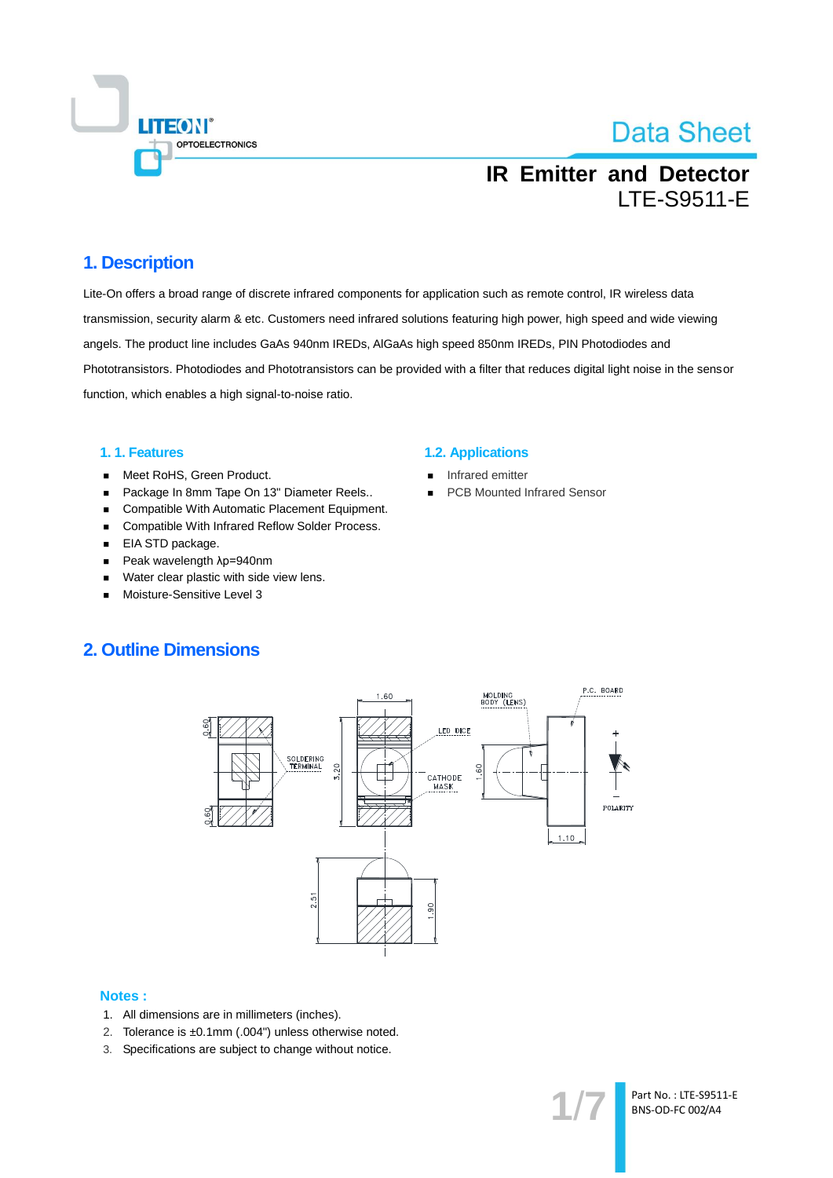## 1. Description

Lite-On offers a broad range of discrete infrared components for application such as remote control, IR wireless data transmission, security alarm & etc. Customers need infrared solutions featuring high power, high speed and wide viewing angels. The product line includes GaAs 940nm IREDs, AlGaAs high speed 850nm IREDs, PIN Photodiodes and Phototransistors. Photodiodes and Phototransistors can be provided with a filter that reduces digital light noise in the sensor function, which enables a high signal-to-noise ratio.

### 1. 1. Features

- Meet RoHS, Green Product.
- Package In 8mm Tape On 13" Diameter Reels..
- Compatible With Automatic Placement Equipment.
- Compatible With Infrared Reflow Solder Process.
- EIA STD package.
- Peak wavelength λp=940nm
- Water clear plastic with side view lens.
- Moisture-Sensitive Level 3

### 1.2. Applications

- Infrared emitter
- PCB Mounted Infrared Sensor

## 2. Outline Dimensions

### Notes :

1. All dimensions are in millimeters (inches).
2. Tolerance is ±0.1mm (.004") unless otherwise noted.
3. Specifications are subject to change without notice.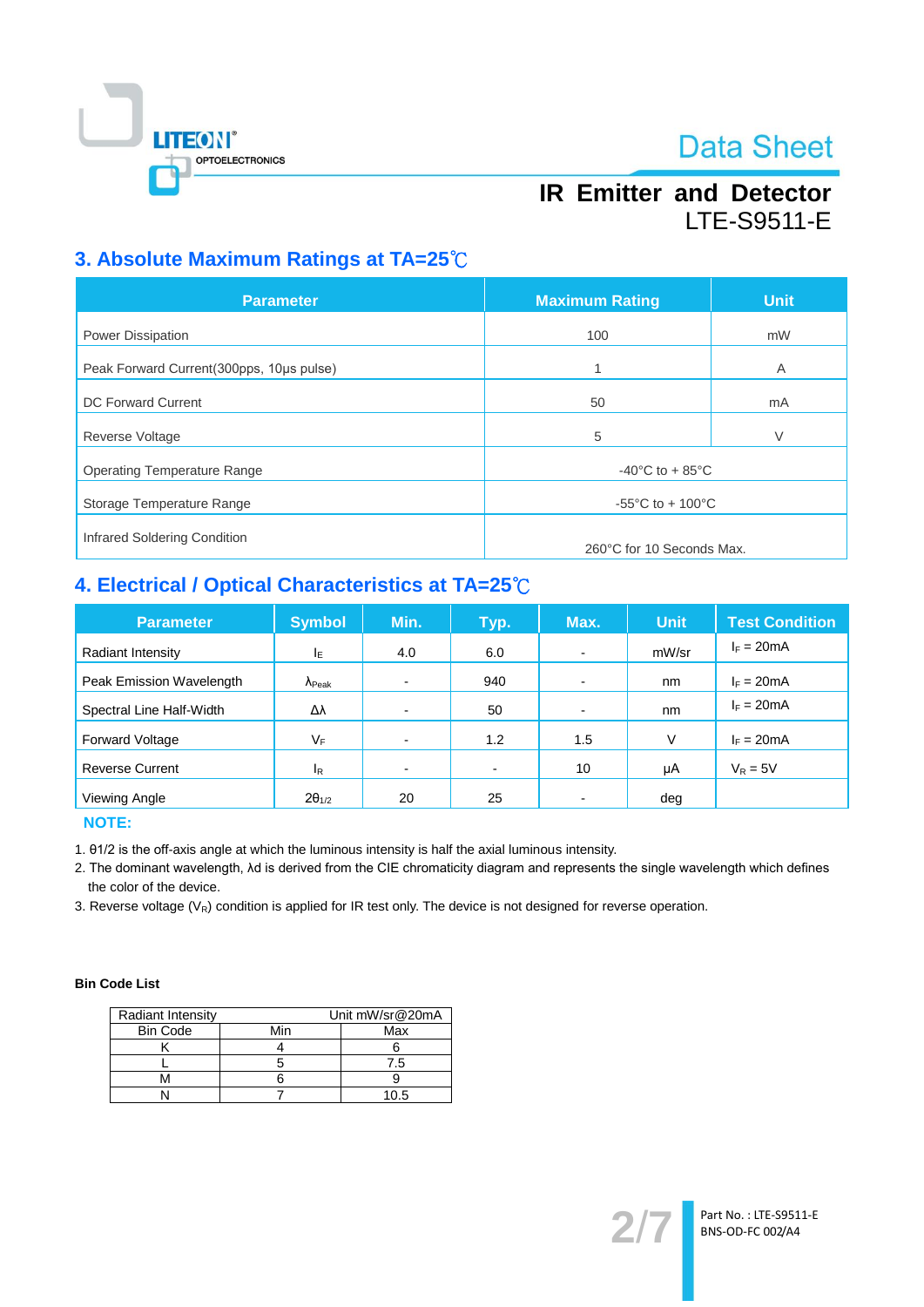## 3. Absolute Maximum Ratings at TA=25℃

| Parameter | Maximum Rating | Unit |
|---|---|---|
| Power Dissipation | 100 | mW |
| Peak Forward Current(300pps, 10μs pulse) | 1 | A |
| DC Forward Current | 50 | mA |
| Reverse Voltage | 5 | V |
| Operating Temperature Range | -40°C to + 85°C | |
| Storage Temperature Range | -55°C to + 100°C | |
| Infrared Soldering Condition | 260°C for 10 Seconds Max. | |

## 4. Electrical / Optical Characteristics at TA=25℃

| Parameter | Symbol | Min. | Typ. | Max. | Unit | Test Condition |
|---|---|---|---|---|---|---|
| Radiant Intensity | $I_E$ | 4.0 | 6.0 | - | mW/sr | $I_F$ = 20mA |
| Peak Emission Wavelength | $\lambda_{Peak}$ | - | 940 | - | nm | $I_F$ = 20mA |
| Spectral Line Half-Width | Δλ | - | 50 | - | nm | $I_F$ = 20mA |
| Forward Voltage | $V_F$ | - | 1.2 | 1.5 | V | $I_F$ = 20mA |
| Reverse Current | $I_R$ | - | - | 10 | μA | $V_R$ = 5V |
| Viewing Angle | $2\theta_{1/2}$ | 20 | 25 | - | deg | |

**NOTE:**

1. θ1/2 is the off-axis angle at which the luminous intensity is half the axial luminous intensity.
2. The dominant wavelength, λd is derived from the CIE chromaticity diagram and represents the single wavelength which defines the color of the device.
3. Reverse voltage ($V_R$) condition is applied for IR test only. The device is not designed for reverse operation.

**Bin Code List**

| Radiant Intensity | | Unit mW/sr@20mA |
|---|---|---|
| Bin Code | Min | Max |
| K | 4 | 6 |
| L | 5 | 7.5 |
| M | 6 | 9 |
| N | 7 | 10.5 |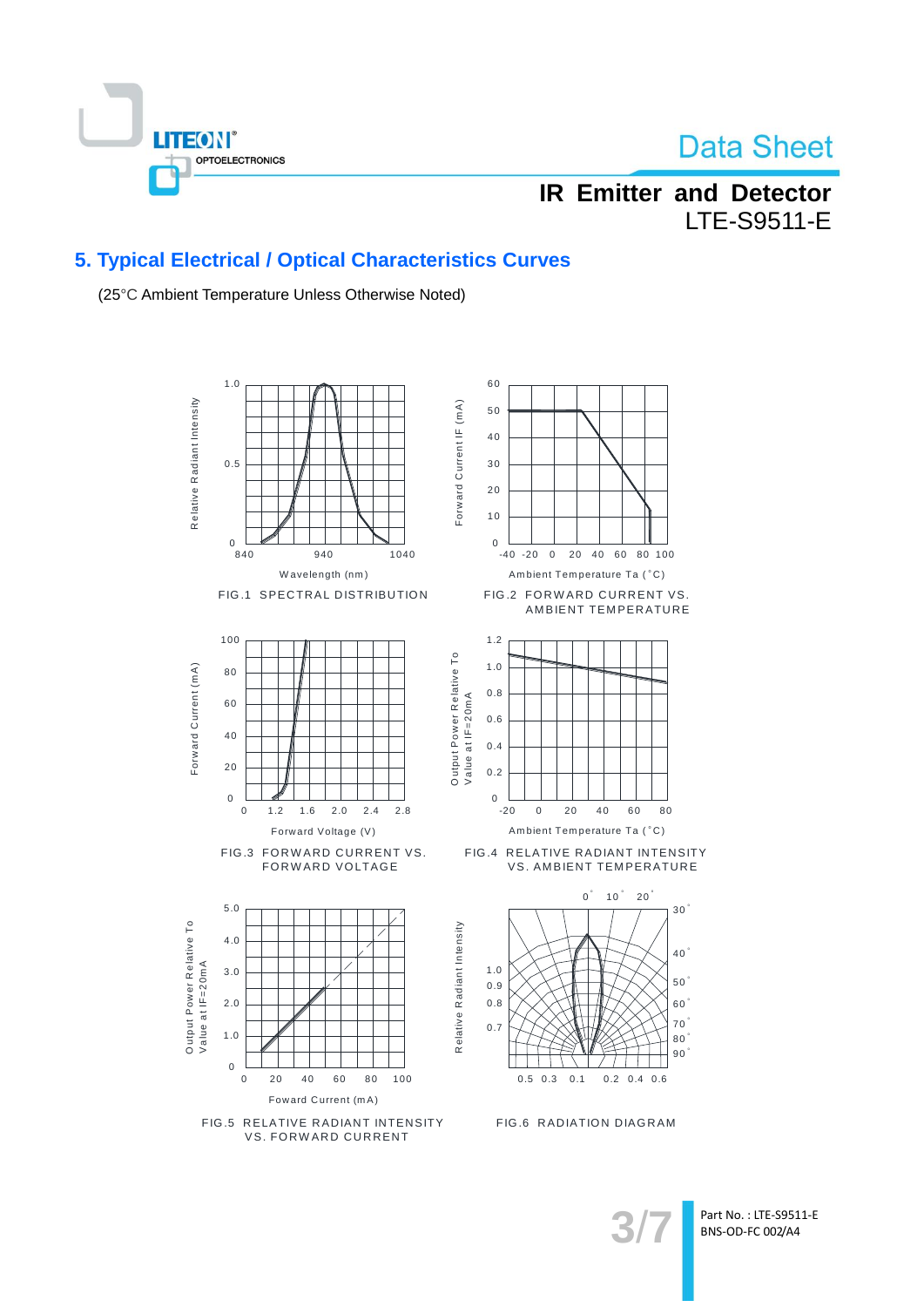## 5. Typical Electrical / Optical Characteristics Curves

(25°C Ambient Temperature Unless Otherwise Noted)

Relative Radiant Intensity
1.0
0.5
0
840
940
1040
Wavelength (nm)

FIG.1 SPECTRAL DISTRIBUTION

Forward Current IF (mA)
60
50
40
30
20
10
0
-40 -20 0 20 40 60 80 100
Ambient Temperature Ta (°C)

FIG.2 FORWARD CURRENT VS. AMBIENT TEMPERATURE

Forward Current (mA)
100
80
60
40
20
0
0 1.2 1.6 2.0 2.4 2.8
Forward Voltage (V)

FIG.3 FORWARD CURRENT VS. FORWARD VOLTAGE

Output Power Relative To Value at IF=20mA
1.2
1.0
0.8
0.6
0.4
0.2
0
-20 0 20 40 60 80
Ambient Temperature Ta (°C)

FIG.4 RELATIVE RADIANT INTENSITY VS. AMBIENT TEMPERATURE

Output Power Relative To Value at IF=20mA
5.0
4.0
3.0
2.0
1.0
0
0 20 40 60 80 100
Foward Current (mA)

FIG.5 RELATIVE RADIANT INTENSITY VS. FORWARD CURRENT

Relative Radiant Intensity
0° 10° 20° 30° 40° 50° 60° 70° 80° 90°
1.0
0.9
0.8
0.7
0.5 0.3 0.1 0.2 0.4 0.6

FIG.6 RADIATION DIAGRAM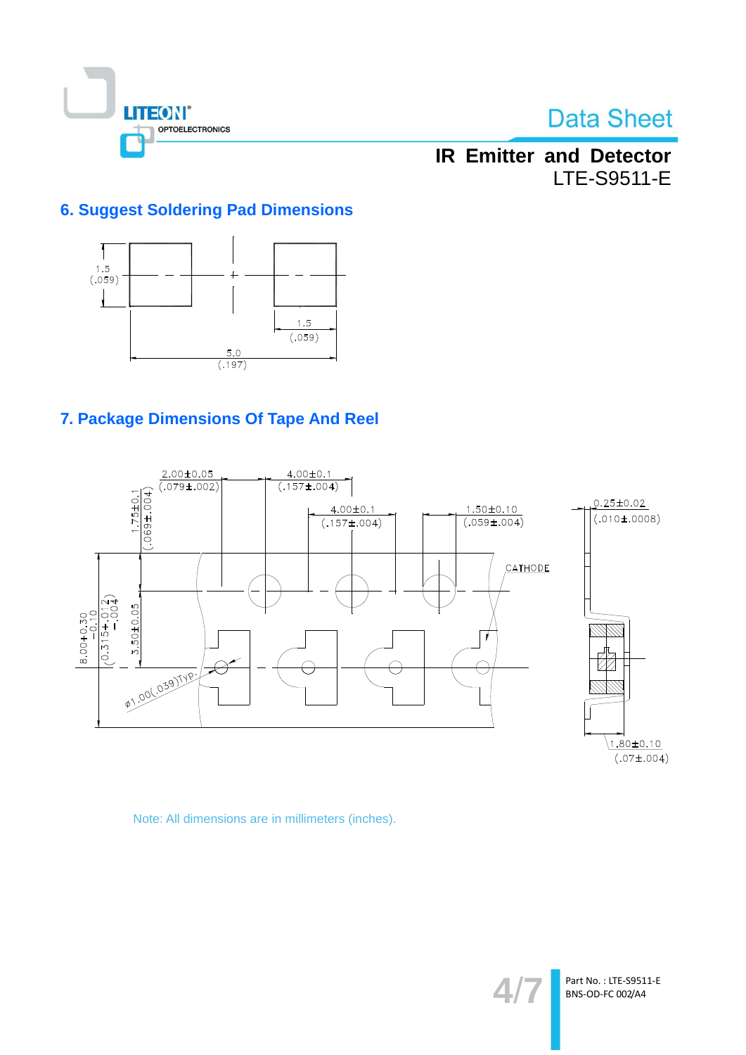## 6. Suggest Soldering Pad Dimensions

1.5 (.059)

1.5 (.059)

5.0 (.197)

## 7. Package Dimensions Of Tape And Reel

2.00±0.05 (.079±.002)

4.00±0.1 (.157±.004)

4.00±0.1 (.157±.004)

1.50±0.10 (.059±.004)

0.25±0.02 (.010±.0008)

1.75±0.1 (.069±.004)

8.00+0.30 −0.10 (0.315+.012 −.004)

3.50±0.05

CATHODE

ø1.00(.039)Typ.

1.80±0.10 (.07±.004)

Note: All dimensions are in millimeters (inches).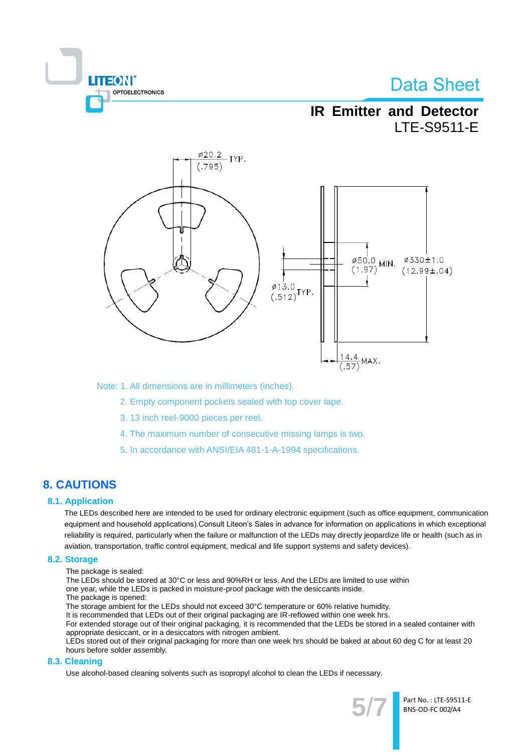ø20.2 TYP.
(.795)

ø13.0 TYP.
(.512)

ø50.0 MIN.
(1.97)

ø330±1.0
(12.99±.04)

14.4 MAX.
(.57)

Note: 1. All dimensions are in millimeters (inches).

2. Empty component pockets sealed with top cover tape.

3. 13 inch reel-9000 pieces per reel.

4. The maximum number of consecutive missing lamps is two.

5. In accordance with ANSI/EIA 481-1-A-1994 specifications.

## 8. CAUTIONS

### 8.1. Application

The LEDs described here are intended to be used for ordinary electronic equipment (such as office equipment, communication equipment and household applications).Consult Liteon's Sales in advance for information on applications in which exceptional reliability is required, particularly when the failure or malfunction of the LEDs may directly jeopardize life or health (such as in aviation, transportation, traffic control equipment, medical and life support systems and safety devices).

### 8.2. Storage

The package is sealed:
The LEDs should be stored at 30°C or less and 90%RH or less. And the LEDs are limited to use within one year, while the LEDs is packed in moisture-proof package with the desiccants inside.
The package is opened:
The storage ambient for the LEDs should not exceed 30°C temperature or 60% relative humidity.
It is recommended that LEDs out of their original packaging are IR-reflowed within one week hrs.
For extended storage out of their original packaging, it is recommended that the LEDs be stored in a sealed container with appropriate desiccant, or in a desiccators with nitrogen ambient.
LEDs stored out of their original packaging for more than one week hrs should be baked at about 60 deg C for at least 20 hours before solder assembly.

### 8.3. Cleaning

Use alcohol-based cleaning solvents such as isopropyl alcohol to clean the LEDs if necessary.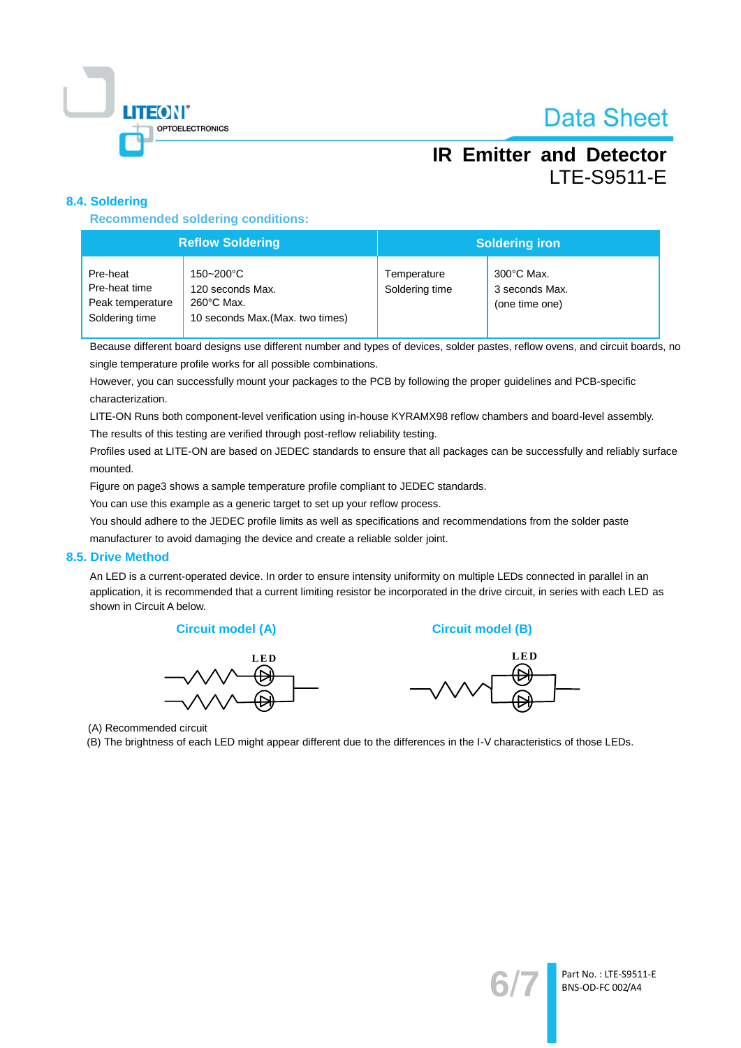### 8.4. Soldering

**Recommended soldering conditions:**

| Reflow Soldering | | Soldering iron | |
|---|---|---|---|
| Pre-heat<br>Pre-heat time<br>Peak temperature<br>Soldering time | 150~200°C<br>120 seconds Max.<br>260°C Max.<br>10 seconds Max.(Max. two times) | Temperature<br>Soldering time | 300°C Max.<br>3 seconds Max.<br>(one time one) |

Because different board designs use different number and types of devices, solder pastes, reflow ovens, and circuit boards, no single temperature profile works for all possible combinations.

However, you can successfully mount your packages to the PCB by following the proper guidelines and PCB-specific characterization.

LITE-ON Runs both component-level verification using in-house KYRAMX98 reflow chambers and board-level assembly. The results of this testing are verified through post-reflow reliability testing.

Profiles used at LITE-ON are based on JEDEC standards to ensure that all packages can be successfully and reliably surface mounted.

Figure on page3 shows a sample temperature profile compliant to JEDEC standards.

You can use this example as a generic target to set up your reflow process.

You should adhere to the JEDEC profile limits as well as specifications and recommendations from the solder paste manufacturer to avoid damaging the device and create a reliable solder joint.

### 8.5. Drive Method

An LED is a current-operated device. In order to ensure intensity uniformity on multiple LEDs connected in parallel in an application, it is recommended that a current limiting resistor be incorporated in the drive circuit, in series with each LED as shown in Circuit A below.

**Circuit model (A)** **Circuit model (B)**

LED LED

(A) Recommended circuit

(B) The brightness of each LED might appear different due to the differences in the I-V characteristics of those LEDs.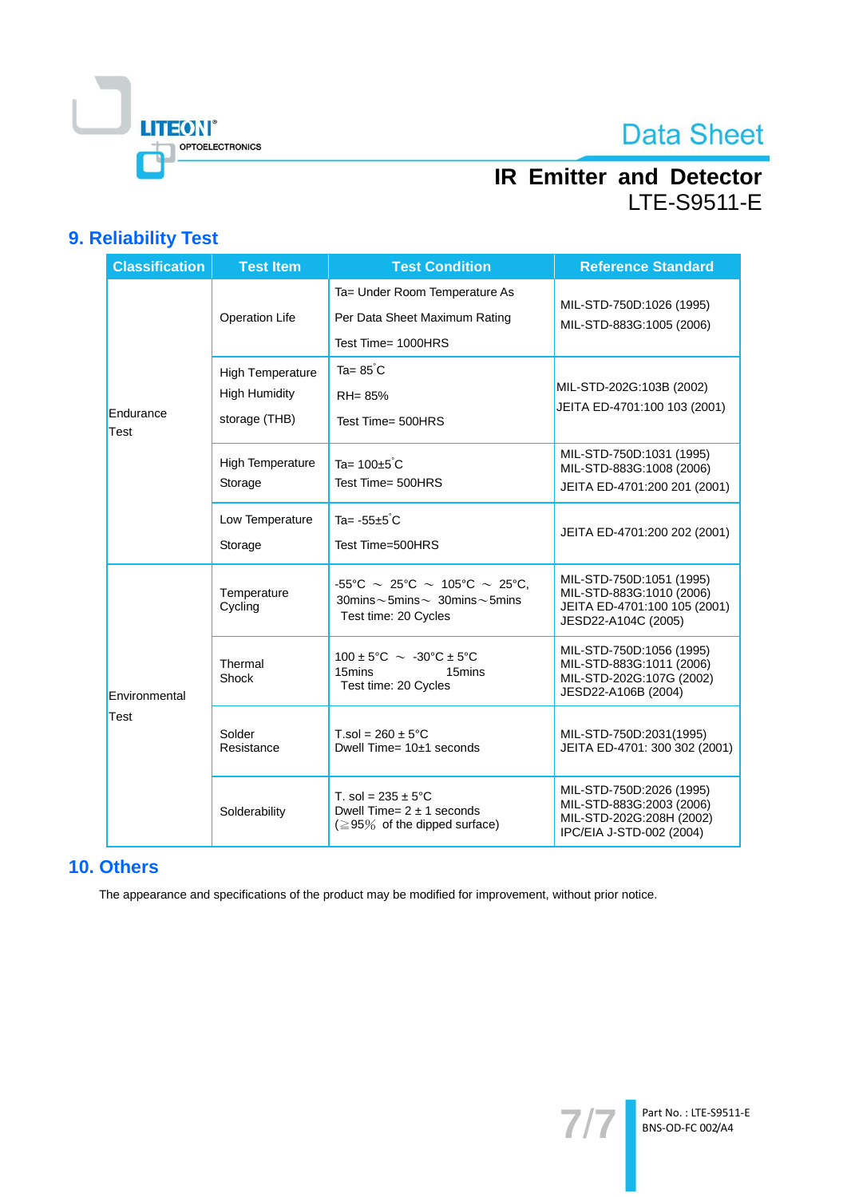## 9. Reliability Test

| Classification | Test Item | Test Condition | Reference Standard |
|---|---|---|---|
| Endurance Test | Operation Life | Ta= Under Room Temperature As Per Data Sheet Maximum Rating Test Time= 1000HRS | MIL-STD-750D:1026 (1995) MIL-STD-883G:1005 (2006) |
| | High Temperature High Humidity storage (THB) | Ta= 85°C RH= 85% Test Time= 500HRS | MIL-STD-202G:103B (2002) JEITA ED-4701:100 103 (2001) |
| | High Temperature Storage | Ta= 100±5°C Test Time= 500HRS | MIL-STD-750D:1031 (1995) MIL-STD-883G:1008 (2006) JEITA ED-4701:200 201 (2001) |
| | Low Temperature Storage | Ta= -55±5°C Test Time=500HRS | JEITA ED-4701:200 202 (2001) |
| Environmental Test | Temperature Cycling | -55°C ～ 25°C ～ 105°C ～ 25°C, 30mins～5mins～ 30mins～5mins Test time: 20 Cycles | MIL-STD-750D:1051 (1995) MIL-STD-883G:1010 (2006) JEITA ED-4701:100 105 (2001) JESD22-A104C (2005) |
| | Thermal Shock | 100 ± 5°C ～ -30°C ± 5°C 15mins 15mins Test time: 20 Cycles | MIL-STD-750D:1056 (1995) MIL-STD-883G:1011 (2006) MIL-STD-202G:107G (2002) JESD22-A106B (2004) |
| | Solder Resistance | T.sol = 260 ± 5°C Dwell Time= 10±1 seconds | MIL-STD-750D:2031(1995) JEITA ED-4701: 300 302 (2001) |
| | Solderability | T. sol = 235 ± 5°C Dwell Time= 2 ± 1 seconds (≧95％ of the dipped surface) | MIL-STD-750D:2026 (1995) MIL-STD-883G:2003 (2006) MIL-STD-202G:208H (2002) IPC/EIA J-STD-002 (2004) |

## 10. Others

The appearance and specifications of the product may be modified for improvement, without prior notice.